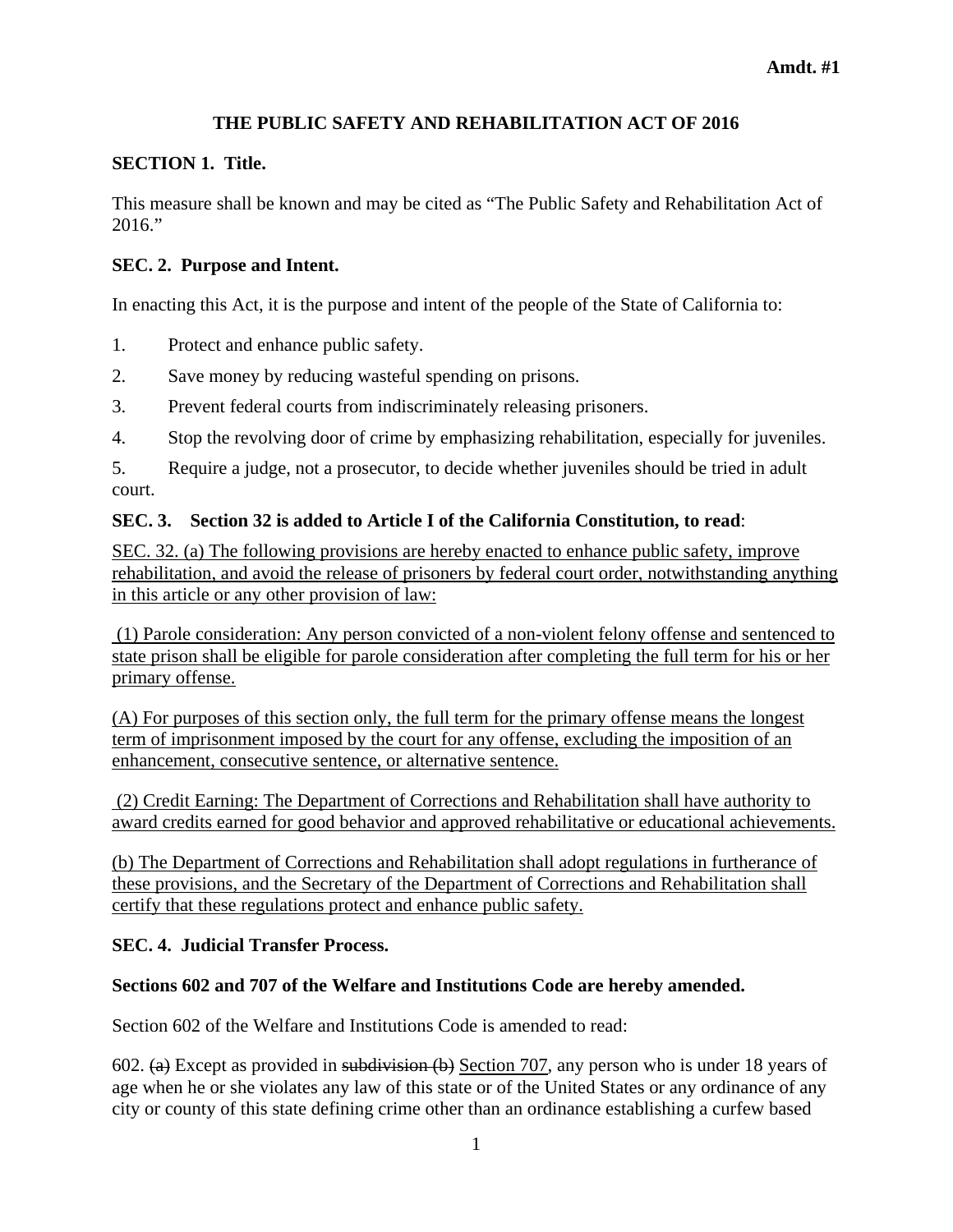**Amdt. #1**

# THE PUBLIC SAFETY AND REHABILITATION ACT OF 2016

## SECTION 1. Title.

This measure shall be known and may be cited as "The Public Safety and Rehabilitation Act of 2016."

## SEC. 2. Purpose and Intent.

In enacting this Act, it is the purpose and intent of the people of the State of California to:

1. Protect and enhance public safety.
2. Save money by reducing wasteful spending on prisons.
3. Prevent federal courts from indiscriminately releasing prisoners.
4. Stop the revolving door of crime by emphasizing rehabilitation, especially for juveniles.
5. Require a judge, not a prosecutor, to decide whether juveniles should be tried in adult court.

## SEC. 3. Section 32 is added to Article I of the California Constitution, to read:

<u>SEC. 32. (a) The following provisions are hereby enacted to enhance public safety, improve rehabilitation, and avoid the release of prisoners by federal court order, notwithstanding anything in this article or any other provision of law:</u>

<u>(1) Parole consideration: Any person convicted of a non-violent felony offense and sentenced to state prison shall be eligible for parole consideration after completing the full term for his or her primary offense.</u>

<u>(A) For purposes of this section only, the full term for the primary offense means the longest term of imprisonment imposed by the court for any offense, excluding the imposition of an enhancement, consecutive sentence, or alternative sentence.</u>

<u>(2) Credit Earning: The Department of Corrections and Rehabilitation shall have authority to award credits earned for good behavior and approved rehabilitative or educational achievements.</u>

<u>(b) The Department of Corrections and Rehabilitation shall adopt regulations in furtherance of these provisions, and the Secretary of the Department of Corrections and Rehabilitation shall certify that these regulations protect and enhance public safety.</u>

## SEC. 4. Judicial Transfer Process.

**Sections 602 and 707 of the Welfare and Institutions Code are hereby amended.**

Section 602 of the Welfare and Institutions Code is amended to read:

602. ~~(a)~~ Except as provided in ~~subdivision (b)~~ <u>Section 707</u>, any person who is under 18 years of age when he or she violates any law of this state or of the United States or any ordinance of any city or county of this state defining crime other than an ordinance establishing a curfew based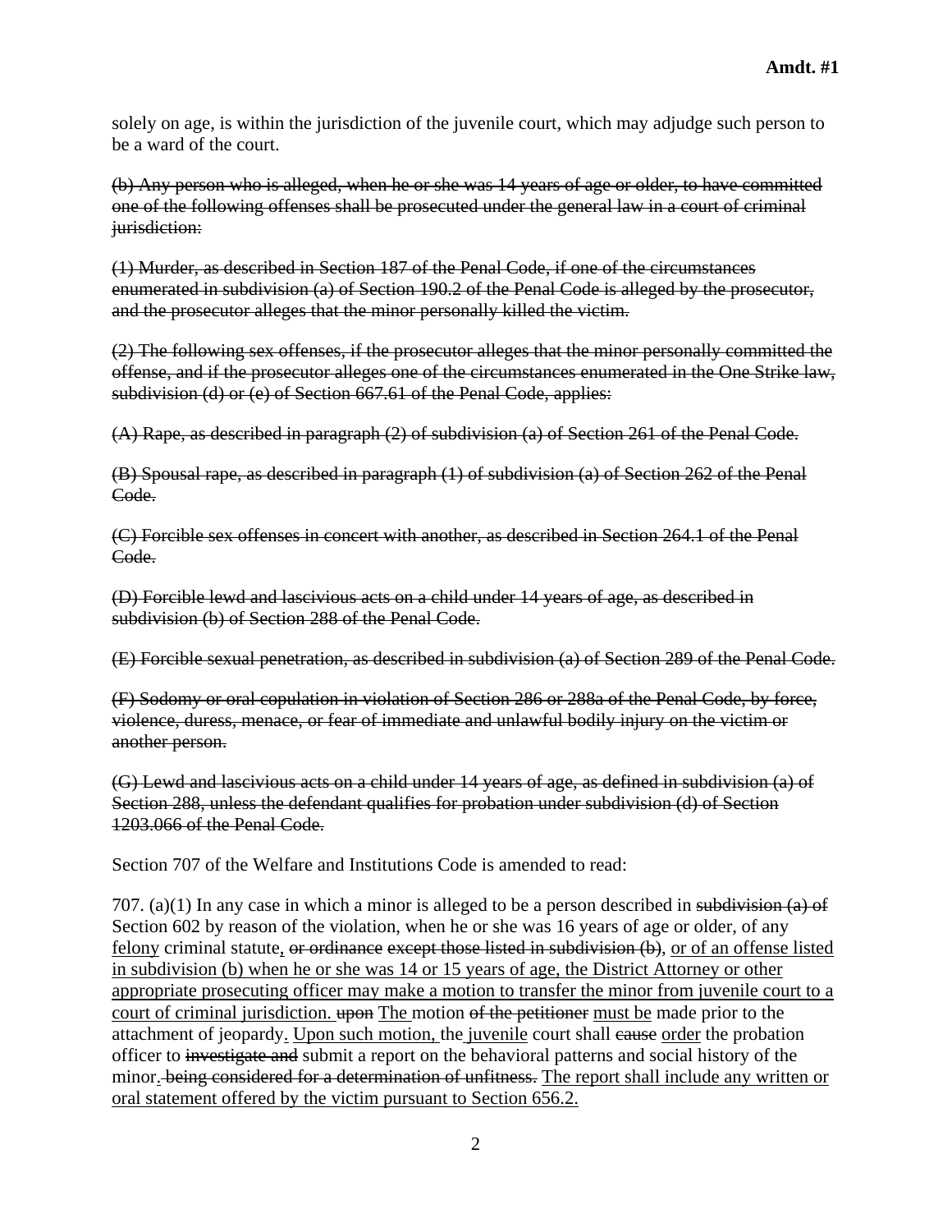solely on age, is within the jurisdiction of the juvenile court, which may adjudge such person to be a ward of the court.

~~(b) Any person who is alleged, when he or she was 14 years of age or older, to have committed one of the following offenses shall be prosecuted under the general law in a court of criminal jurisdiction:~~

~~(1) Murder, as described in Section 187 of the Penal Code, if one of the circumstances enumerated in subdivision (a) of Section 190.2 of the Penal Code is alleged by the prosecutor, and the prosecutor alleges that the minor personally killed the victim.~~

~~(2) The following sex offenses, if the prosecutor alleges that the minor personally committed the offense, and if the prosecutor alleges one of the circumstances enumerated in the One Strike law, subdivision (d) or (e) of Section 667.61 of the Penal Code, applies:~~

~~(A) Rape, as described in paragraph (2) of subdivision (a) of Section 261 of the Penal Code.~~

~~(B) Spousal rape, as described in paragraph (1) of subdivision (a) of Section 262 of the Penal Code.~~

~~(C) Forcible sex offenses in concert with another, as described in Section 264.1 of the Penal Code.~~

~~(D) Forcible lewd and lascivious acts on a child under 14 years of age, as described in subdivision (b) of Section 288 of the Penal Code.~~

~~(E) Forcible sexual penetration, as described in subdivision (a) of Section 289 of the Penal Code.~~

~~(F) Sodomy or oral copulation in violation of Section 286 or 288a of the Penal Code, by force, violence, duress, menace, or fear of immediate and unlawful bodily injury on the victim or another person.~~

~~(G) Lewd and lascivious acts on a child under 14 years of age, as defined in subdivision (a) of Section 288, unless the defendant qualifies for probation under subdivision (d) of Section 1203.066 of the Penal Code.~~

Section 707 of the Welfare and Institutions Code is amended to read:

707. (a)(1) In any case in which a minor is alleged to be a person described in ~~subdivision (a) of~~ Section 602 by reason of the violation, when he or she was 16 years of age or older, of any <u>felony</u> criminal statute<u>,</u> ~~or ordinance~~ ~~except those listed in subdivision (b)~~, <u>or of an offense listed in subdivision (b) when he or she was 14 or 15 years of age, the District Attorney or other appropriate prosecuting officer may make a motion to transfer the minor from juvenile court to a court of criminal jurisdiction.</u> ~~upon~~ <u>The</u> motion ~~of the petitioner~~ <u>must be</u> made prior to the attachment of jeopardy<u>. Upon such motion,</u> the <u>juvenile</u> court shall ~~cause~~ <u>order</u> the probation officer to ~~investigate and~~ submit a report on the behavioral patterns and social history of the minor<u>.</u> ~~being considered for a determination of unfitness.~~ <u>The report shall include any written or oral statement offered by the victim pursuant to Section 656.2.</u>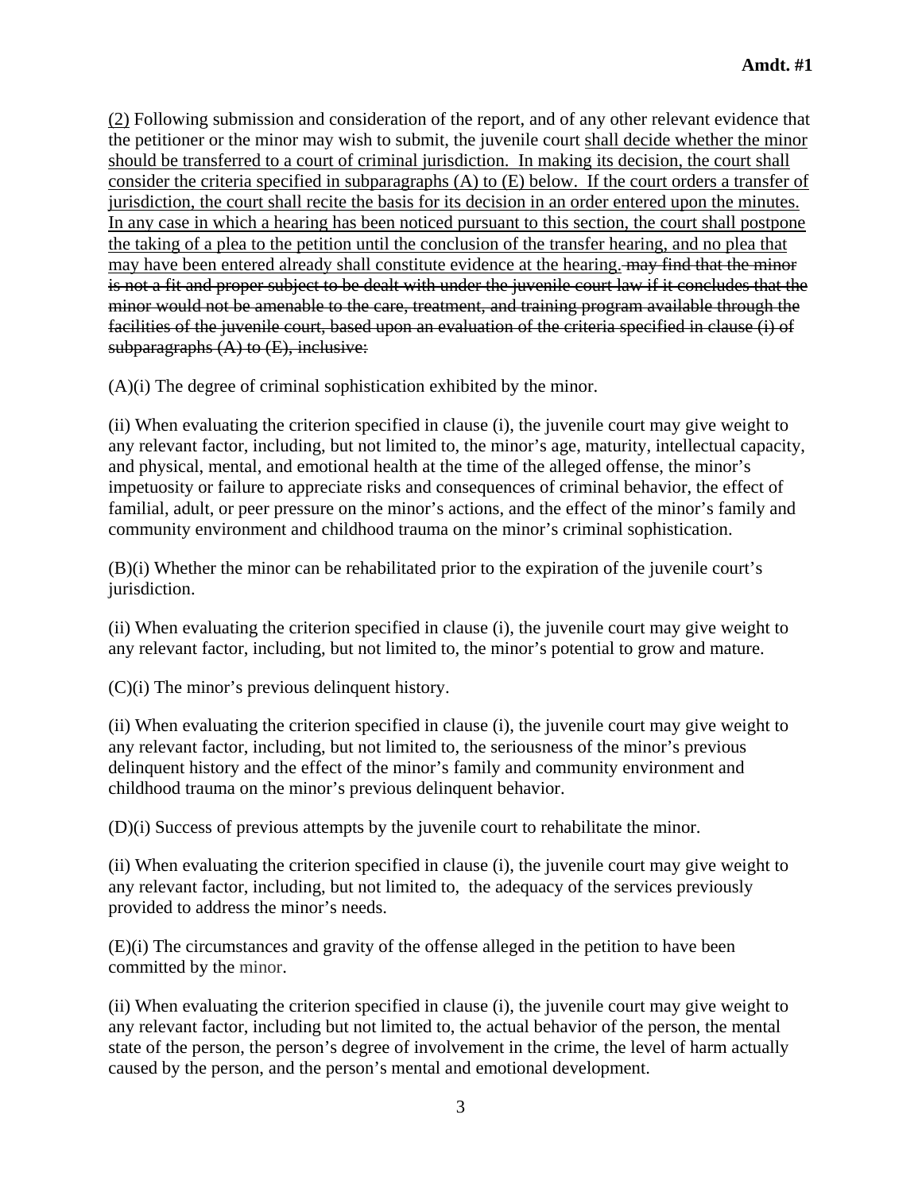Amdt. #1

<u>(2)</u> Following submission and consideration of the report, and of any other relevant evidence that the petitioner or the minor may wish to submit, the juvenile court <u>shall decide whether the minor should be transferred to a court of criminal jurisdiction. In making its decision, the court shall consider the criteria specified in subparagraphs (A) to (E) below. If the court orders a transfer of jurisdiction, the court shall recite the basis for its decision in an order entered upon the minutes. In any case in which a hearing has been noticed pursuant to this section, the court shall postpone the taking of a plea to the petition until the conclusion of the transfer hearing, and no plea that may have been entered already shall constitute evidence at the hearing.</u> ~~may find that the minor is not a fit and proper subject to be dealt with under the juvenile court law if it concludes that the minor would not be amenable to the care, treatment, and training program available through the facilities of the juvenile court, based upon an evaluation of the criteria specified in clause (i) of subparagraphs (A) to (E), inclusive:~~

(A)(i) The degree of criminal sophistication exhibited by the minor.

(ii) When evaluating the criterion specified in clause (i), the juvenile court may give weight to any relevant factor, including, but not limited to, the minor's age, maturity, intellectual capacity, and physical, mental, and emotional health at the time of the alleged offense, the minor's impetuosity or failure to appreciate risks and consequences of criminal behavior, the effect of familial, adult, or peer pressure on the minor's actions, and the effect of the minor's family and community environment and childhood trauma on the minor's criminal sophistication.

(B)(i) Whether the minor can be rehabilitated prior to the expiration of the juvenile court's jurisdiction.

(ii) When evaluating the criterion specified in clause (i), the juvenile court may give weight to any relevant factor, including, but not limited to, the minor's potential to grow and mature.

(C)(i) The minor's previous delinquent history.

(ii) When evaluating the criterion specified in clause (i), the juvenile court may give weight to any relevant factor, including, but not limited to, the seriousness of the minor's previous delinquent history and the effect of the minor's family and community environment and childhood trauma on the minor's previous delinquent behavior.

(D)(i) Success of previous attempts by the juvenile court to rehabilitate the minor.

(ii) When evaluating the criterion specified in clause (i), the juvenile court may give weight to any relevant factor, including, but not limited to, the adequacy of the services previously provided to address the minor's needs.

(E)(i) The circumstances and gravity of the offense alleged in the petition to have been committed by the minor.

(ii) When evaluating the criterion specified in clause (i), the juvenile court may give weight to any relevant factor, including but not limited to, the actual behavior of the person, the mental state of the person, the person's degree of involvement in the crime, the level of harm actually caused by the person, and the person's mental and emotional development.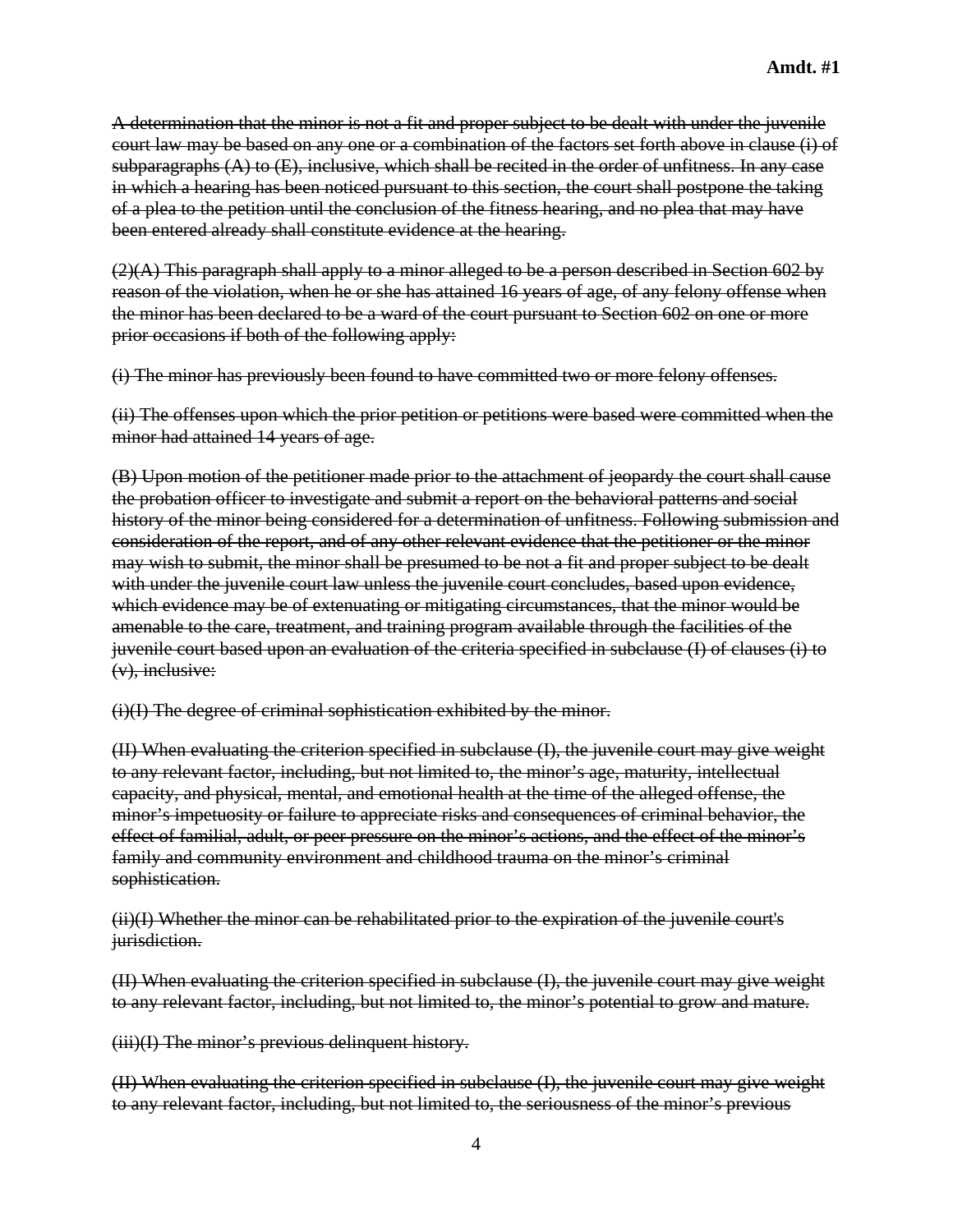~~A determination that the minor is not a fit and proper subject to be dealt with under the juvenile court law may be based on any one or a combination of the factors set forth above in clause (i) of subparagraphs (A) to (E), inclusive, which shall be recited in the order of unfitness. In any case in which a hearing has been noticed pursuant to this section, the court shall postpone the taking of a plea to the petition until the conclusion of the fitness hearing, and no plea that may have been entered already shall constitute evidence at the hearing.~~

~~(2)(A) This paragraph shall apply to a minor alleged to be a person described in Section 602 by reason of the violation, when he or she has attained 16 years of age, of any felony offense when the minor has been declared to be a ward of the court pursuant to Section 602 on one or more prior occasions if both of the following apply:~~

~~(i) The minor has previously been found to have committed two or more felony offenses.~~

~~(ii) The offenses upon which the prior petition or petitions were based were committed when the minor had attained 14 years of age.~~

~~(B) Upon motion of the petitioner made prior to the attachment of jeopardy the court shall cause the probation officer to investigate and submit a report on the behavioral patterns and social history of the minor being considered for a determination of unfitness. Following submission and consideration of the report, and of any other relevant evidence that the petitioner or the minor may wish to submit, the minor shall be presumed to be not a fit and proper subject to be dealt with under the juvenile court law unless the juvenile court concludes, based upon evidence, which evidence may be of extenuating or mitigating circumstances, that the minor would be amenable to the care, treatment, and training program available through the facilities of the juvenile court based upon an evaluation of the criteria specified in subclause (I) of clauses (i) to (v), inclusive:~~

~~(i)(I) The degree of criminal sophistication exhibited by the minor.~~

~~(II) When evaluating the criterion specified in subclause (I), the juvenile court may give weight to any relevant factor, including, but not limited to, the minor's age, maturity, intellectual capacity, and physical, mental, and emotional health at the time of the alleged offense, the minor's impetuosity or failure to appreciate risks and consequences of criminal behavior, the effect of familial, adult, or peer pressure on the minor's actions, and the effect of the minor's family and community environment and childhood trauma on the minor's criminal sophistication.~~

~~(ii)(I) Whether the minor can be rehabilitated prior to the expiration of the juvenile court's jurisdiction.~~

~~(II) When evaluating the criterion specified in subclause (I), the juvenile court may give weight to any relevant factor, including, but not limited to, the minor's potential to grow and mature.~~

~~(iii)(I) The minor's previous delinquent history.~~

~~(II) When evaluating the criterion specified in subclause (I), the juvenile court may give weight to any relevant factor, including, but not limited to, the seriousness of the minor's previous~~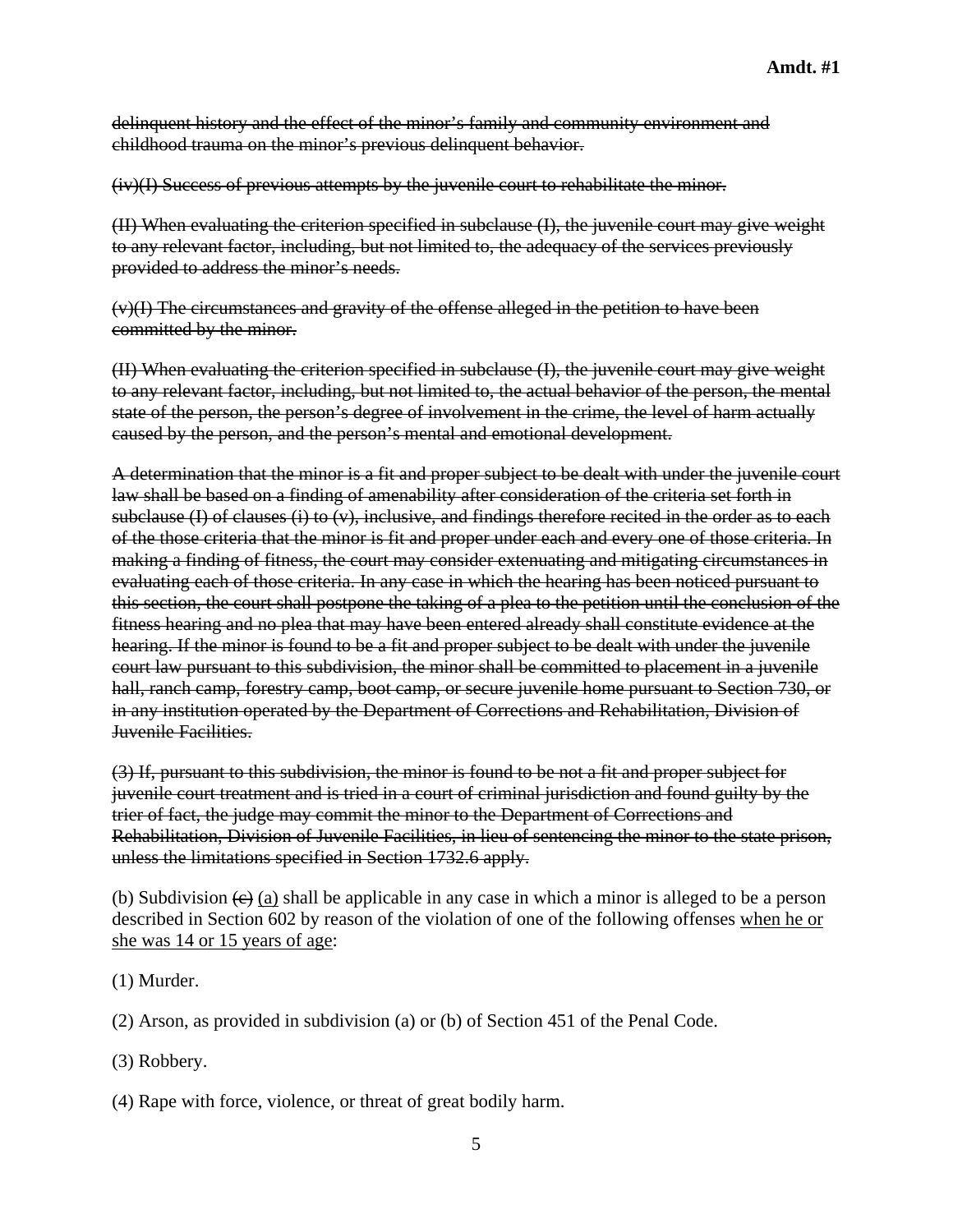~~delinquent history and the effect of the minor's family and community environment and childhood trauma on the minor's previous delinquent behavior.~~

~~(iv)(I) Success of previous attempts by the juvenile court to rehabilitate the minor.~~

~~(II) When evaluating the criterion specified in subclause (I), the juvenile court may give weight to any relevant factor, including, but not limited to, the adequacy of the services previously provided to address the minor's needs.~~

~~(v)(I) The circumstances and gravity of the offense alleged in the petition to have been committed by the minor.~~

~~(II) When evaluating the criterion specified in subclause (I), the juvenile court may give weight to any relevant factor, including, but not limited to, the actual behavior of the person, the mental state of the person, the person's degree of involvement in the crime, the level of harm actually caused by the person, and the person's mental and emotional development.~~

~~A determination that the minor is a fit and proper subject to be dealt with under the juvenile court law shall be based on a finding of amenability after consideration of the criteria set forth in subclause (I) of clauses (i) to (v), inclusive, and findings therefore recited in the order as to each of the those criteria that the minor is fit and proper under each and every one of those criteria. In making a finding of fitness, the court may consider extenuating and mitigating circumstances in evaluating each of those criteria. In any case in which the hearing has been noticed pursuant to this section, the court shall postpone the taking of a plea to the petition until the conclusion of the fitness hearing and no plea that may have been entered already shall constitute evidence at the hearing. If the minor is found to be a fit and proper subject to be dealt with under the juvenile court law pursuant to this subdivision, the minor shall be committed to placement in a juvenile hall, ranch camp, forestry camp, boot camp, or secure juvenile home pursuant to Section 730, or in any institution operated by the Department of Corrections and Rehabilitation, Division of Juvenile Facilities.~~

~~(3) If, pursuant to this subdivision, the minor is found to be not a fit and proper subject for juvenile court treatment and is tried in a court of criminal jurisdiction and found guilty by the trier of fact, the judge may commit the minor to the Department of Corrections and Rehabilitation, Division of Juvenile Facilities, in lieu of sentencing the minor to the state prison, unless the limitations specified in Section 1732.6 apply.~~

(b) Subdivision ~~(c)~~ <u>(a)</u> shall be applicable in any case in which a minor is alleged to be a person described in Section 602 by reason of the violation of one of the following offenses <u>when he or she was 14 or 15 years of age</u>:

(1) Murder.

(2) Arson, as provided in subdivision (a) or (b) of Section 451 of the Penal Code.

(3) Robbery.

(4) Rape with force, violence, or threat of great bodily harm.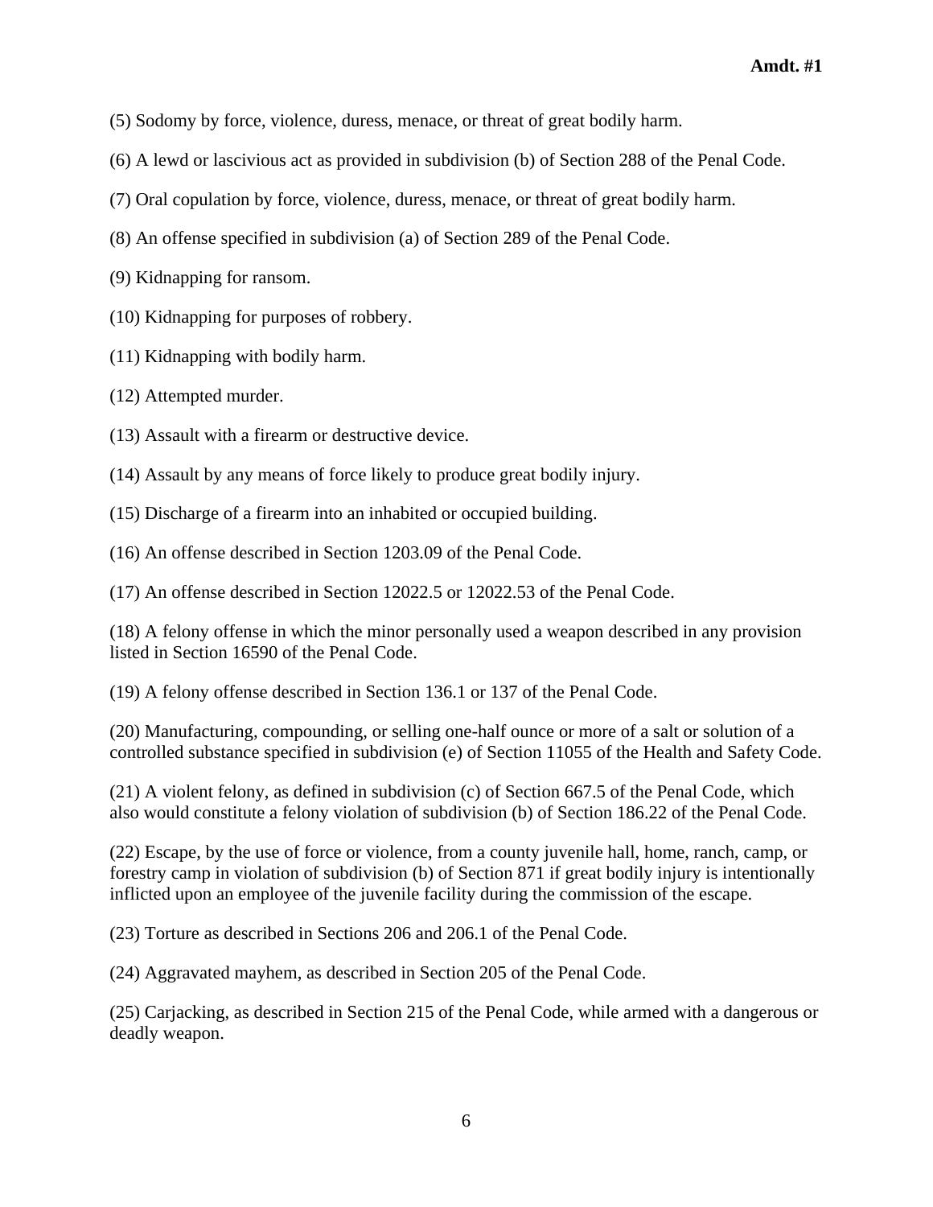(5) Sodomy by force, violence, duress, menace, or threat of great bodily harm.

(6) A lewd or lascivious act as provided in subdivision (b) of Section 288 of the Penal Code.

(7) Oral copulation by force, violence, duress, menace, or threat of great bodily harm.

(8) An offense specified in subdivision (a) of Section 289 of the Penal Code.

(9) Kidnapping for ransom.

(10) Kidnapping for purposes of robbery.

(11) Kidnapping with bodily harm.

(12) Attempted murder.

(13) Assault with a firearm or destructive device.

(14) Assault by any means of force likely to produce great bodily injury.

(15) Discharge of a firearm into an inhabited or occupied building.

(16) An offense described in Section 1203.09 of the Penal Code.

(17) An offense described in Section 12022.5 or 12022.53 of the Penal Code.

(18) A felony offense in which the minor personally used a weapon described in any provision listed in Section 16590 of the Penal Code.

(19) A felony offense described in Section 136.1 or 137 of the Penal Code.

(20) Manufacturing, compounding, or selling one-half ounce or more of a salt or solution of a controlled substance specified in subdivision (e) of Section 11055 of the Health and Safety Code.

(21) A violent felony, as defined in subdivision (c) of Section 667.5 of the Penal Code, which also would constitute a felony violation of subdivision (b) of Section 186.22 of the Penal Code.

(22) Escape, by the use of force or violence, from a county juvenile hall, home, ranch, camp, or forestry camp in violation of subdivision (b) of Section 871 if great bodily injury is intentionally inflicted upon an employee of the juvenile facility during the commission of the escape.

(23) Torture as described in Sections 206 and 206.1 of the Penal Code.

(24) Aggravated mayhem, as described in Section 205 of the Penal Code.

(25) Carjacking, as described in Section 215 of the Penal Code, while armed with a dangerous or deadly weapon.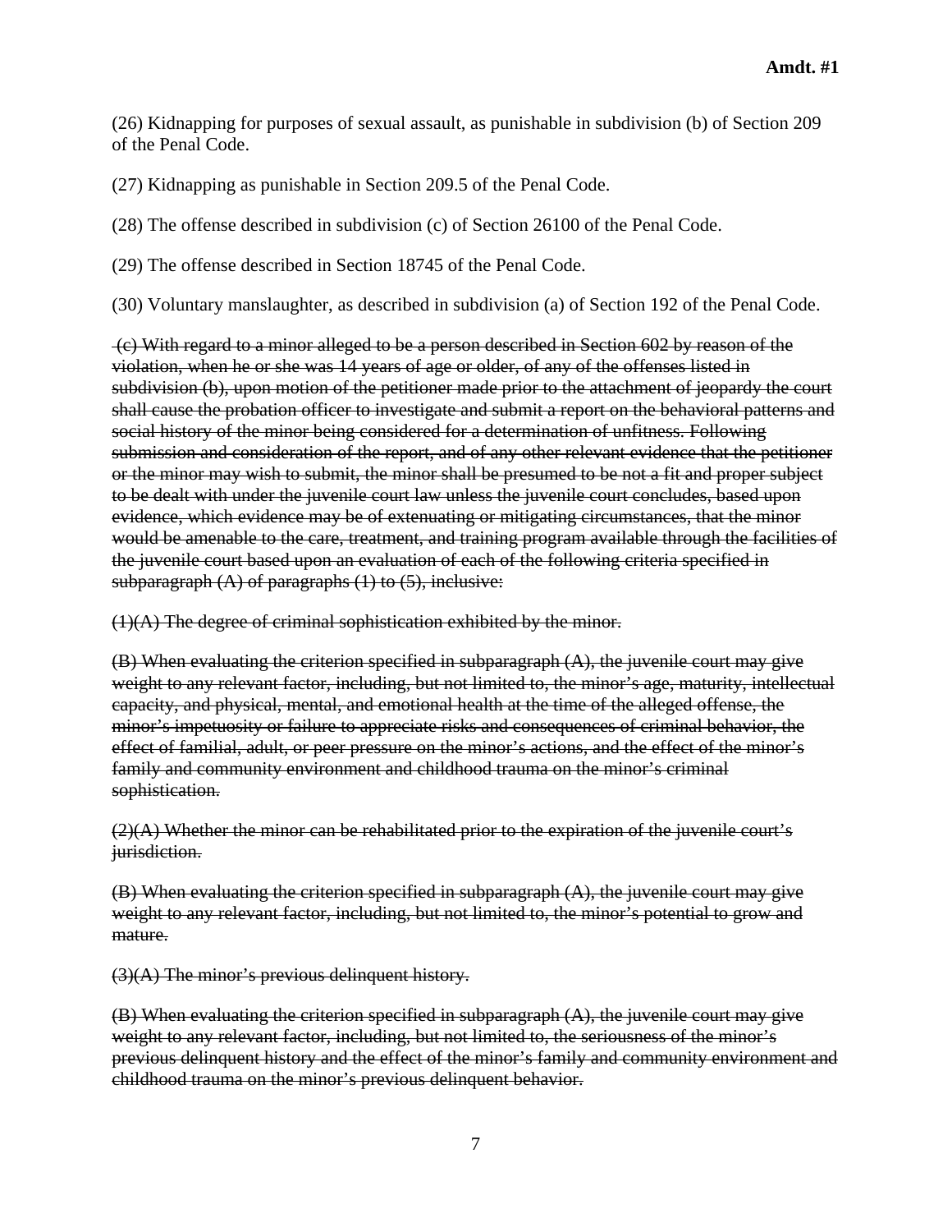(26) Kidnapping for purposes of sexual assault, as punishable in subdivision (b) of Section 209 of the Penal Code.

(27) Kidnapping as punishable in Section 209.5 of the Penal Code.

(28) The offense described in subdivision (c) of Section 26100 of the Penal Code.

(29) The offense described in Section 18745 of the Penal Code.

(30) Voluntary manslaughter, as described in subdivision (a) of Section 192 of the Penal Code.

~~(c) With regard to a minor alleged to be a person described in Section 602 by reason of the violation, when he or she was 14 years of age or older, of any of the offenses listed in subdivision (b), upon motion of the petitioner made prior to the attachment of jeopardy the court shall cause the probation officer to investigate and submit a report on the behavioral patterns and social history of the minor being considered for a determination of unfitness. Following submission and consideration of the report, and of any other relevant evidence that the petitioner or the minor may wish to submit, the minor shall be presumed to be not a fit and proper subject to be dealt with under the juvenile court law unless the juvenile court concludes, based upon evidence, which evidence may be of extenuating or mitigating circumstances, that the minor would be amenable to the care, treatment, and training program available through the facilities of the juvenile court based upon an evaluation of each of the following criteria specified in subparagraph (A) of paragraphs (1) to (5), inclusive:~~

~~(1)(A) The degree of criminal sophistication exhibited by the minor.~~

~~(B) When evaluating the criterion specified in subparagraph (A), the juvenile court may give weight to any relevant factor, including, but not limited to, the minor's age, maturity, intellectual capacity, and physical, mental, and emotional health at the time of the alleged offense, the minor's impetuosity or failure to appreciate risks and consequences of criminal behavior, the effect of familial, adult, or peer pressure on the minor's actions, and the effect of the minor's family and community environment and childhood trauma on the minor's criminal sophistication.~~

~~(2)(A) Whether the minor can be rehabilitated prior to the expiration of the juvenile court's jurisdiction.~~

~~(B) When evaluating the criterion specified in subparagraph (A), the juvenile court may give weight to any relevant factor, including, but not limited to, the minor's potential to grow and mature.~~

~~(3)(A) The minor's previous delinquent history.~~

~~(B) When evaluating the criterion specified in subparagraph (A), the juvenile court may give weight to any relevant factor, including, but not limited to, the seriousness of the minor's previous delinquent history and the effect of the minor's family and community environment and childhood trauma on the minor's previous delinquent behavior.~~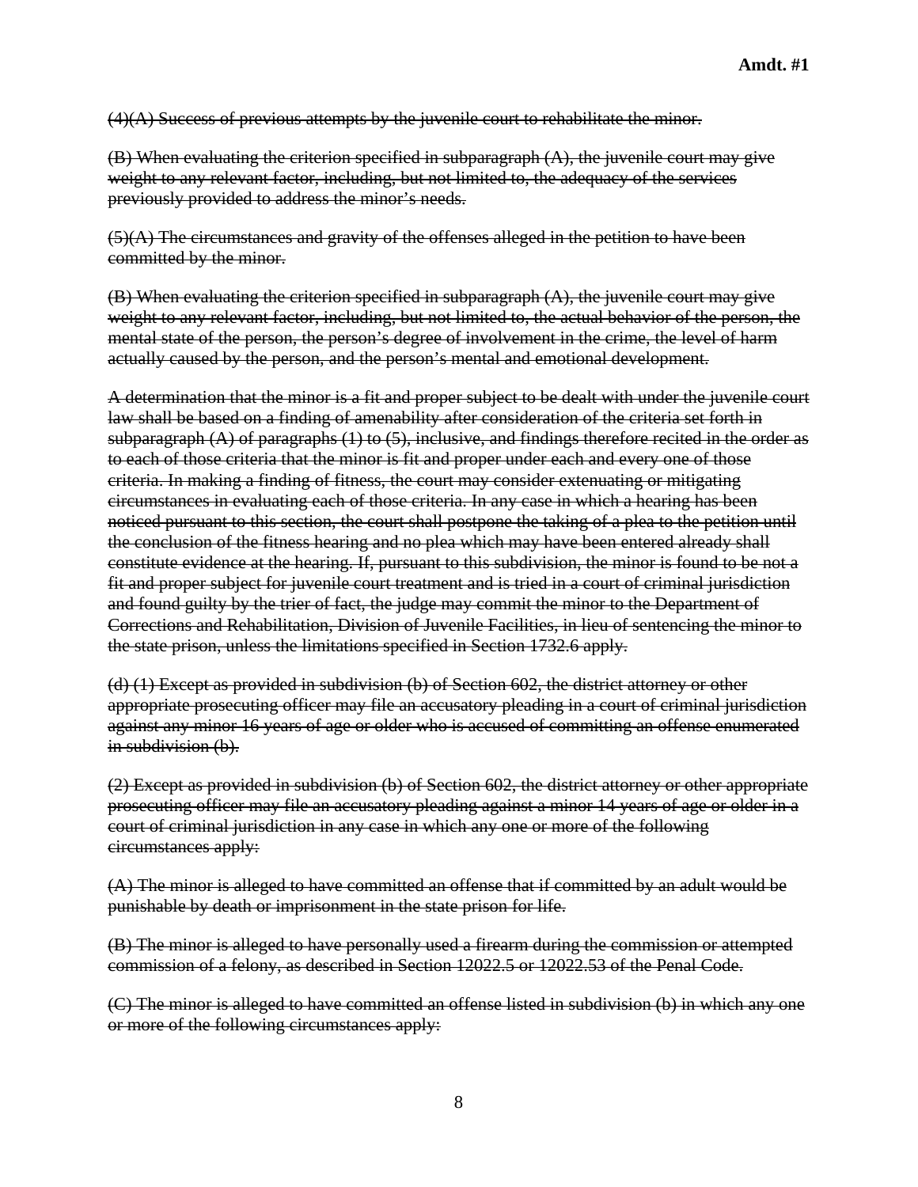~~(4)(A) Success of previous attempts by the juvenile court to rehabilitate the minor.~~

~~(B) When evaluating the criterion specified in subparagraph (A), the juvenile court may give weight to any relevant factor, including, but not limited to, the adequacy of the services previously provided to address the minor's needs.~~

~~(5)(A) The circumstances and gravity of the offenses alleged in the petition to have been committed by the minor.~~

~~(B) When evaluating the criterion specified in subparagraph (A), the juvenile court may give weight to any relevant factor, including, but not limited to, the actual behavior of the person, the mental state of the person, the person's degree of involvement in the crime, the level of harm actually caused by the person, and the person's mental and emotional development.~~

~~A determination that the minor is a fit and proper subject to be dealt with under the juvenile court law shall be based on a finding of amenability after consideration of the criteria set forth in subparagraph (A) of paragraphs (1) to (5), inclusive, and findings therefore recited in the order as to each of those criteria that the minor is fit and proper under each and every one of those criteria. In making a finding of fitness, the court may consider extenuating or mitigating circumstances in evaluating each of those criteria. In any case in which a hearing has been noticed pursuant to this section, the court shall postpone the taking of a plea to the petition until the conclusion of the fitness hearing and no plea which may have been entered already shall constitute evidence at the hearing. If, pursuant to this subdivision, the minor is found to be not a fit and proper subject for juvenile court treatment and is tried in a court of criminal jurisdiction and found guilty by the trier of fact, the judge may commit the minor to the Department of Corrections and Rehabilitation, Division of Juvenile Facilities, in lieu of sentencing the minor to the state prison, unless the limitations specified in Section 1732.6 apply.~~

~~(d) (1) Except as provided in subdivision (b) of Section 602, the district attorney or other appropriate prosecuting officer may file an accusatory pleading in a court of criminal jurisdiction against any minor 16 years of age or older who is accused of committing an offense enumerated in subdivision (b).~~

~~(2) Except as provided in subdivision (b) of Section 602, the district attorney or other appropriate prosecuting officer may file an accusatory pleading against a minor 14 years of age or older in a court of criminal jurisdiction in any case in which any one or more of the following circumstances apply:~~

~~(A) The minor is alleged to have committed an offense that if committed by an adult would be punishable by death or imprisonment in the state prison for life.~~

~~(B) The minor is alleged to have personally used a firearm during the commission or attempted commission of a felony, as described in Section 12022.5 or 12022.53 of the Penal Code.~~

~~(C) The minor is alleged to have committed an offense listed in subdivision (b) in which any one or more of the following circumstances apply:~~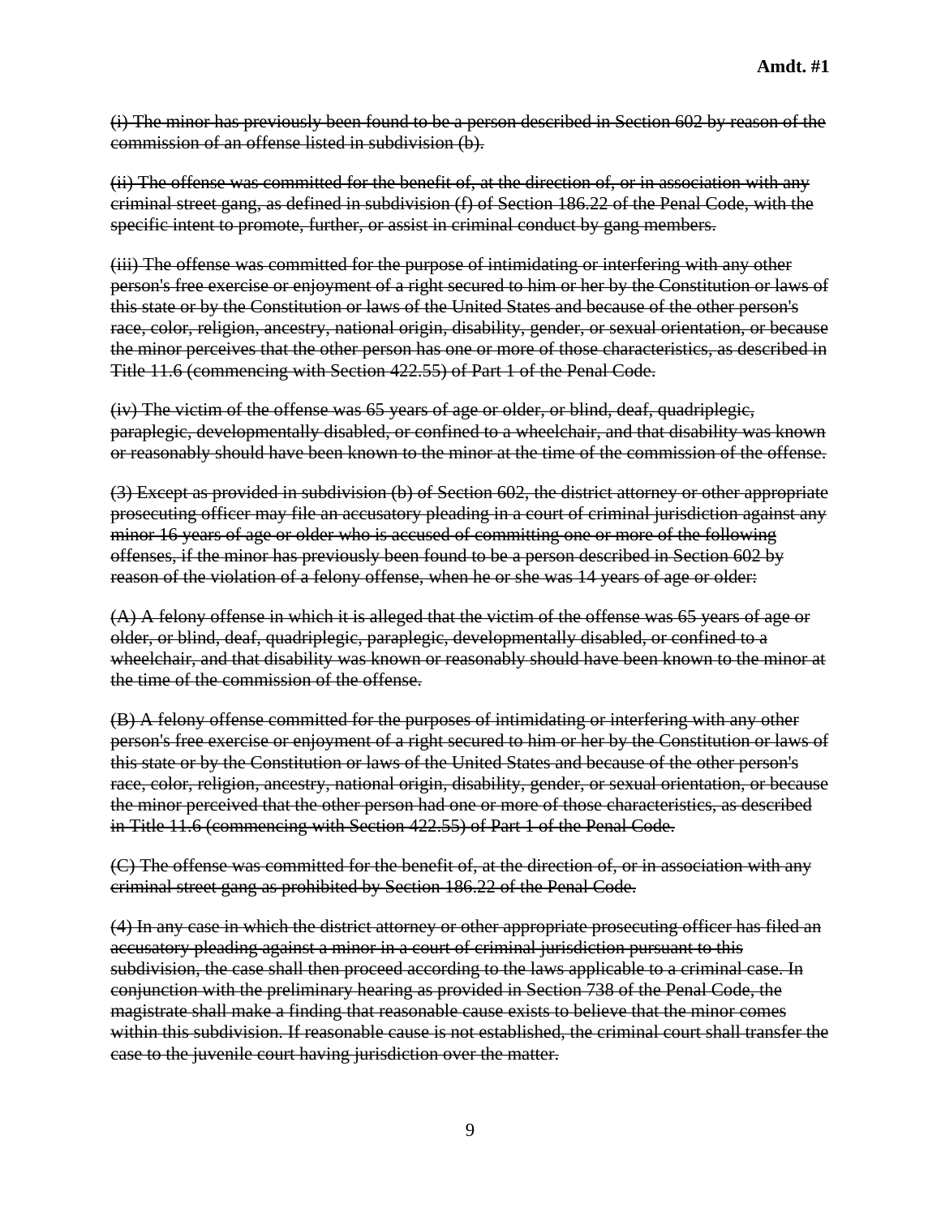**Amdt. #1**

~~(i) The minor has previously been found to be a person described in Section 602 by reason of the commission of an offense listed in subdivision (b).~~

~~(ii) The offense was committed for the benefit of, at the direction of, or in association with any criminal street gang, as defined in subdivision (f) of Section 186.22 of the Penal Code, with the specific intent to promote, further, or assist in criminal conduct by gang members.~~

~~(iii) The offense was committed for the purpose of intimidating or interfering with any other person's free exercise or enjoyment of a right secured to him or her by the Constitution or laws of this state or by the Constitution or laws of the United States and because of the other person's race, color, religion, ancestry, national origin, disability, gender, or sexual orientation, or because the minor perceives that the other person has one or more of those characteristics, as described in Title 11.6 (commencing with Section 422.55) of Part 1 of the Penal Code.~~

~~(iv) The victim of the offense was 65 years of age or older, or blind, deaf, quadriplegic, paraplegic, developmentally disabled, or confined to a wheelchair, and that disability was known or reasonably should have been known to the minor at the time of the commission of the offense.~~

~~(3) Except as provided in subdivision (b) of Section 602, the district attorney or other appropriate prosecuting officer may file an accusatory pleading in a court of criminal jurisdiction against any minor 16 years of age or older who is accused of committing one or more of the following offenses, if the minor has previously been found to be a person described in Section 602 by reason of the violation of a felony offense, when he or she was 14 years of age or older:~~

~~(A) A felony offense in which it is alleged that the victim of the offense was 65 years of age or older, or blind, deaf, quadriplegic, paraplegic, developmentally disabled, or confined to a wheelchair, and that disability was known or reasonably should have been known to the minor at the time of the commission of the offense.~~

~~(B) A felony offense committed for the purposes of intimidating or interfering with any other person's free exercise or enjoyment of a right secured to him or her by the Constitution or laws of this state or by the Constitution or laws of the United States and because of the other person's race, color, religion, ancestry, national origin, disability, gender, or sexual orientation, or because the minor perceived that the other person had one or more of those characteristics, as described in Title 11.6 (commencing with Section 422.55) of Part 1 of the Penal Code.~~

~~(C) The offense was committed for the benefit of, at the direction of, or in association with any criminal street gang as prohibited by Section 186.22 of the Penal Code.~~

~~(4) In any case in which the district attorney or other appropriate prosecuting officer has filed an accusatory pleading against a minor in a court of criminal jurisdiction pursuant to this subdivision, the case shall then proceed according to the laws applicable to a criminal case. In conjunction with the preliminary hearing as provided in Section 738 of the Penal Code, the magistrate shall make a finding that reasonable cause exists to believe that the minor comes within this subdivision. If reasonable cause is not established, the criminal court shall transfer the case to the juvenile court having jurisdiction over the matter.~~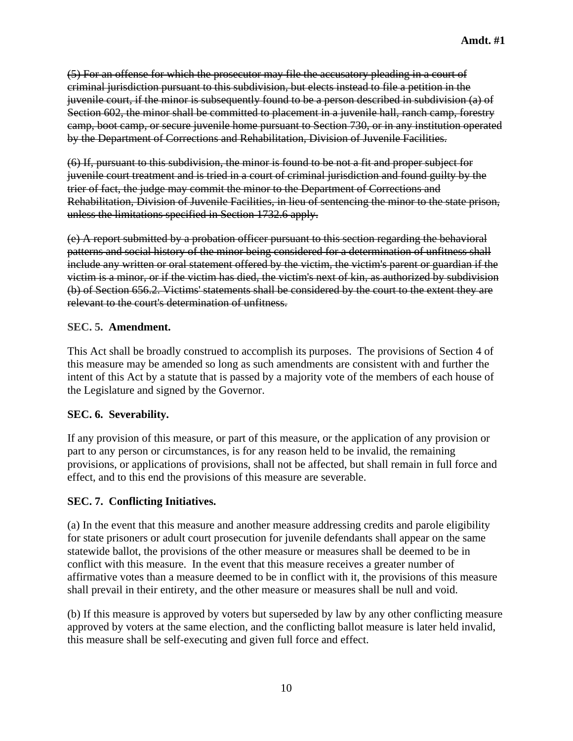~~(5) For an offense for which the prosecutor may file the accusatory pleading in a court of criminal jurisdiction pursuant to this subdivision, but elects instead to file a petition in the juvenile court, if the minor is subsequently found to be a person described in subdivision (a) of Section 602, the minor shall be committed to placement in a juvenile hall, ranch camp, forestry camp, boot camp, or secure juvenile home pursuant to Section 730, or in any institution operated by the Department of Corrections and Rehabilitation, Division of Juvenile Facilities.~~

~~(6) If, pursuant to this subdivision, the minor is found to be not a fit and proper subject for juvenile court treatment and is tried in a court of criminal jurisdiction and found guilty by the trier of fact, the judge may commit the minor to the Department of Corrections and Rehabilitation, Division of Juvenile Facilities, in lieu of sentencing the minor to the state prison, unless the limitations specified in Section 1732.6 apply.~~

~~(e) A report submitted by a probation officer pursuant to this section regarding the behavioral patterns and social history of the minor being considered for a determination of unfitness shall include any written or oral statement offered by the victim, the victim's parent or guardian if the victim is a minor, or if the victim has died, the victim's next of kin, as authorized by subdivision (b) of Section 656.2. Victims' statements shall be considered by the court to the extent they are relevant to the court's determination of unfitness.~~

**SEC. 5. Amendment.**

This Act shall be broadly construed to accomplish its purposes. The provisions of Section 4 of this measure may be amended so long as such amendments are consistent with and further the intent of this Act by a statute that is passed by a majority vote of the members of each house of the Legislature and signed by the Governor.

**SEC. 6. Severability.**

If any provision of this measure, or part of this measure, or the application of any provision or part to any person or circumstances, is for any reason held to be invalid, the remaining provisions, or applications of provisions, shall not be affected, but shall remain in full force and effect, and to this end the provisions of this measure are severable.

**SEC. 7. Conflicting Initiatives.**

(a) In the event that this measure and another measure addressing credits and parole eligibility for state prisoners or adult court prosecution for juvenile defendants shall appear on the same statewide ballot, the provisions of the other measure or measures shall be deemed to be in conflict with this measure. In the event that this measure receives a greater number of affirmative votes than a measure deemed to be in conflict with it, the provisions of this measure shall prevail in their entirety, and the other measure or measures shall be null and void.

(b) If this measure is approved by voters but superseded by law by any other conflicting measure approved by voters at the same election, and the conflicting ballot measure is later held invalid, this measure shall be self-executing and given full force and effect.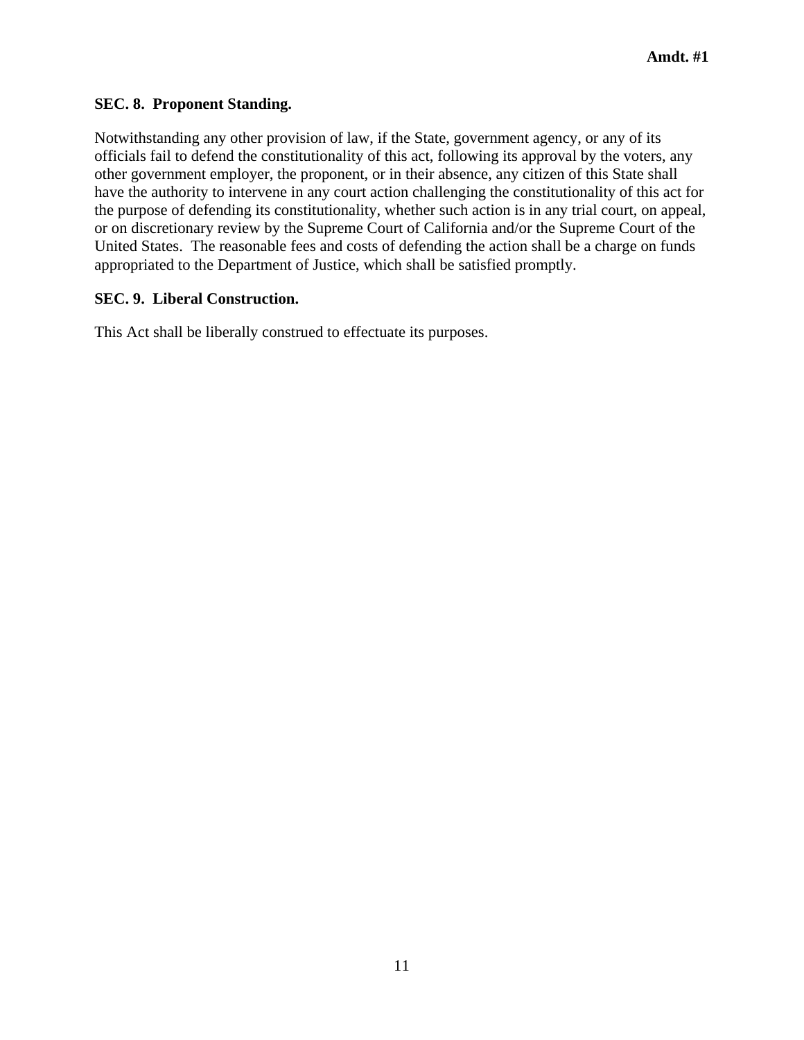**Amdt. #1**

**SEC. 8. Proponent Standing.**

Notwithstanding any other provision of law, if the State, government agency, or any of its officials fail to defend the constitutionality of this act, following its approval by the voters, any other government employer, the proponent, or in their absence, any citizen of this State shall have the authority to intervene in any court action challenging the constitutionality of this act for the purpose of defending its constitutionality, whether such action is in any trial court, on appeal, or on discretionary review by the Supreme Court of California and/or the Supreme Court of the United States. The reasonable fees and costs of defending the action shall be a charge on funds appropriated to the Department of Justice, which shall be satisfied promptly.

**SEC. 9. Liberal Construction.**

This Act shall be liberally construed to effectuate its purposes.